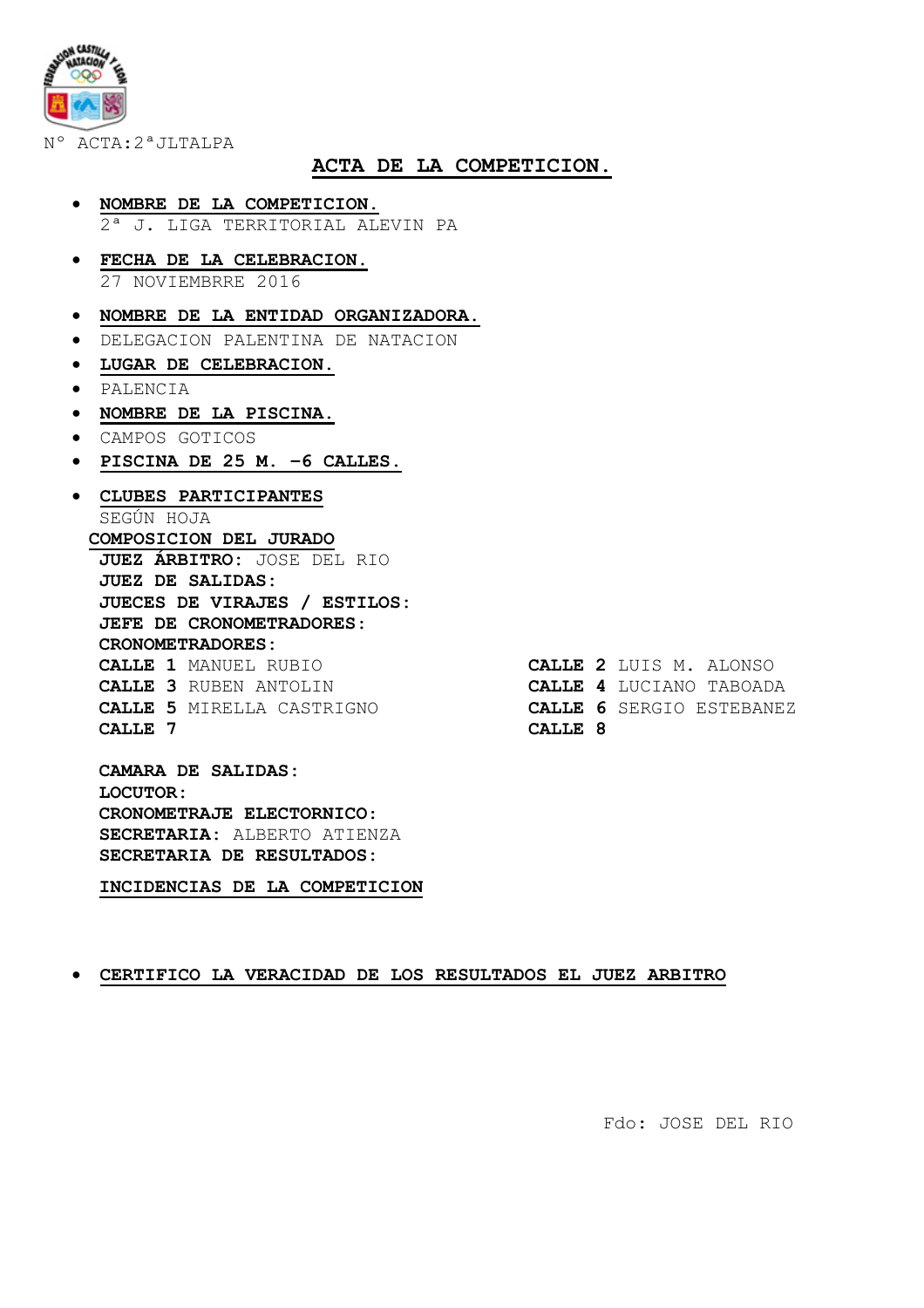Nº ACTA:2ªJLTALPA

# ACTA DE LA COMPETICION.

- **NOMBRE DE LA COMPETICION.**
  2ª J. LIGA TERRITORIAL ALEVIN PA
- **FECHA DE LA CELEBRACION.**
  27 NOVIEMBRRE 2016
- **NOMBRE DE LA ENTIDAD ORGANIZADORA.**
- DELEGACION PALENTINA DE NATACION
- **LUGAR DE CELEBRACION.**
- PALENCIA
- **NOMBRE DE LA PISCINA.**
- CAMPOS GOTICOS
- **PISCINA DE 25 M. -6 CALLES.**
- **CLUBES PARTICIPANTES**
  SEGÚN HOJA

**COMPOSICION DEL JURADO**

**JUEZ ÁRBITRO:** JOSE DEL RIO
**JUEZ DE SALIDAS:**
**JUECES DE VIRAJES / ESTILOS:**
**JEFE DE CRONOMETRADORES:**
**CRONOMETRADORES:**

**CALLE 1** MANUEL RUBIO
**CALLE 2** LUIS M. ALONSO
**CALLE 3** RUBEN ANTOLIN
**CALLE 4** LUCIANO TABOADA
**CALLE 5** MIRELLA CASTRIGNO
**CALLE 6** SERGIO ESTEBANEZ
**CALLE 7**
**CALLE 8**

**CAMARA DE SALIDAS:**
**LOCUTOR:**
**CRONOMETRAJE ELECTORNICO:**
**SECRETARIA:** ALBERTO ATIENZA
**SECRETARIA DE RESULTADOS:**

**INCIDENCIAS DE LA COMPETICION**

- **CERTIFICO LA VERACIDAD DE LOS RESULTADOS EL JUEZ ARBITRO**

Fdo: JOSE DEL RIO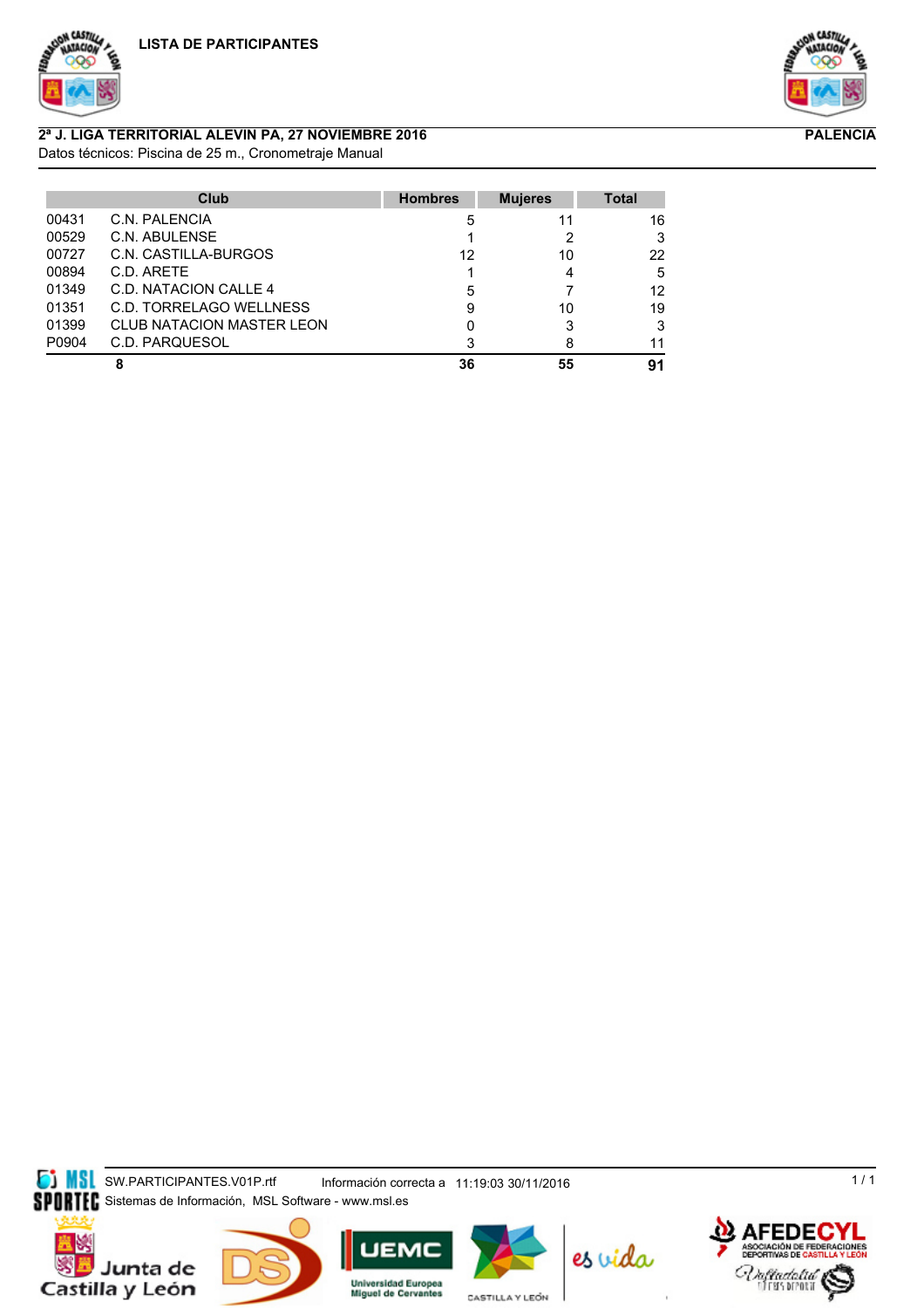# LISTA DE PARTICIPANTES

**2ª J. LIGA TERRITORIAL ALEVIN PA, 27 NOVIEMBRE 2016** — **PALENCIA**

Datos técnicos: Piscina de 25 m., Cronometraje Manual

| | Club | Hombres | Mujeres | Total |
|---|---|---|---|---|
| 00431 | C.N. PALENCIA | 5 | 11 | 16 |
| 00529 | C.N. ABULENSE | 1 | 2 | 3 |
| 00727 | C.N. CASTILLA-BURGOS | 12 | 10 | 22 |
| 00894 | C.D. ARETE | 1 | 4 | 5 |
| 01349 | C.D. NATACION CALLE 4 | 5 | 7 | 12 |
| 01351 | C.D. TORRELAGO WELLNESS | 9 | 10 | 19 |
| 01399 | CLUB NATACION MASTER LEON | 0 | 3 | 3 |
| P0904 | C.D. PARQUESOL | 3 | 8 | 11 |
| | **8** | **36** | **55** | **91** |

SW.PARTICIPANTES.V01P.rtf Información correcta a 11:19:03 30/11/2016

Sistemas de Información, MSL Software - www.msl.es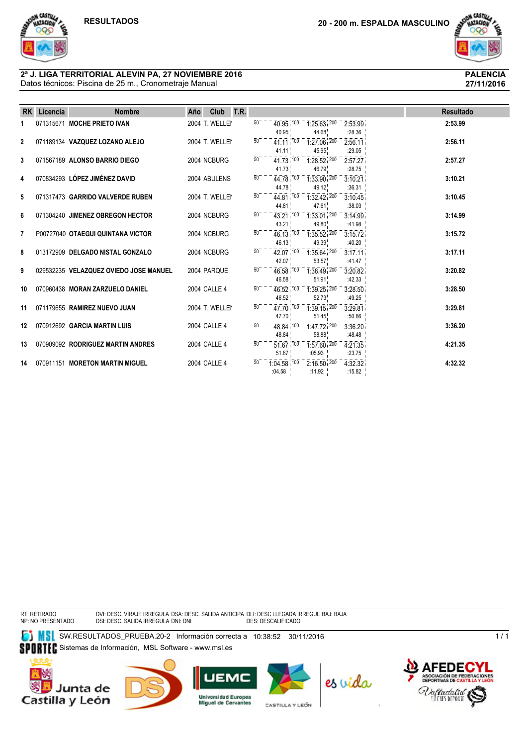# RESULTADOS

## 20 - 200 m. ESPALDA MASCULINO

**2ª J. LIGA TERRITORIAL ALEVIN PA, 27 NOVIEMBRE 2016**
Datos técnicos: Piscina de 25 m., Cronometraje Manual

**PALENCIA**
**27/11/2016**

| RK | Licencia | Nombre | Año | Club | T.R. | 50 | 100 | 200 | Resultado |
|---|---|---|---|---|---|---|---|---|---|
| 1 | 071315671 | **MOCHE PRIETO IVAN** | 2004 | T. WELLEI | | 40.95 (40.95) | 1:25.63 (44.68) | 2:53.99 (:28.36) | **2:53.99** |
| 2 | 071189134 | **VAZQUEZ LOZANO ALEJO** | 2004 | T. WELLEI | | 41.11 (41.11) | 1:27.06 (45.95) | 2:56.11 (:29.05) | **2:56.11** |
| 3 | 071567189 | **ALONSO BARRIO DIEGO** | 2004 | NCBURG | | 41.73 (41.73) | 1:28.52 (46.79) | 2:57.27 (:28.75) | **2:57.27** |
| 4 | 070834293 | **LÓPEZ JIMÉNEZ DAVID** | 2004 | ABULENS | | 44.78 (44.78) | 1:33.90 (49.12) | 3:10.21 (:36.31) | **3:10.21** |
| 5 | 071317473 | **GARRIDO VALVERDE RUBEN** | 2004 | T. WELLEI | | 44.81 (44.81) | 1:32.42 (47.61) | 3:10.45 (:38.03) | **3:10.45** |
| 6 | 071304240 | **JIMENEZ OBREGON HECTOR** | 2004 | NCBURG | | 43.21 (43.21) | 1:33.01 (49.80) | 3:14.99 (:41.98) | **3:14.99** |
| 7 | P00727040 | **OTAEGUI QUINTANA VICTOR** | 2004 | NCBURG | | 46.13 (46.13) | 1:35.52 (49.39) | 3:15.72 (:40.20) | **3:15.72** |
| 8 | 013172909 | **DELGADO NISTAL GONZALO** | 2004 | NCBURG | | 42.07 (42.07) | 1:35.64 (53.57) | 3:17.11 (:41.47) | **3:17.11** |
| 9 | 029532235 | **VELAZQUEZ OVIEDO JOSE MANUEL** | 2004 | PARQUE | | 46.58 (46.58) | 1:38.49 (51.91) | 3:20.82 (:42.33) | **3:20.82** |
| 10 | 070960438 | **MORAN ZARZUELO DANIEL** | 2004 | CALLE 4 | | 46.52 (46.52) | 1:39.25 (52.73) | 3:28.50 (:49.25) | **3:28.50** |
| 11 | 071179655 | **RAMIREZ NUEVO JUAN** | 2004 | T. WELLEI | | 47.70 (47.70) | 1:39.15 (51.45) | 3:29.81 (:50.66) | **3:29.81** |
| 12 | 070912692 | **GARCIA MARTIN LUIS** | 2004 | CALLE 4 | | 48.84 (48.84) | 1:47.72 (58.88) | 3:36.20 (:48.48) | **3:36.20** |
| 13 | 070909092 | **RODRIGUEZ MARTIN ANDRES** | 2004 | CALLE 4 | | 51.67 (51.67) | 1:57.60 (:05.93) | 4:21.35 (:23.75) | **4:21.35** |
| 14 | 070911151 | **MORETON MARTIN MIGUEL** | 2004 | CALLE 4 | | 1:04.58 (:04.58) | 2:16.50 (:11.92) | 4:32.32 (:15.82) | **4:32.32** |

RT: RETIRADO
NP: NO PRESENTADO

DVI: DESC. VIRAJE IRREGULA DSA: DESC. SALIDA ANTICIPA DLI: DESC LLEGADA IRREGUL BAJ: BAJA
DSI: DESC. SALIDA IRREGULA DNI: DNI DES: DESCALIFICADO

SW.RESULTADOS_PRUEBA.20-2 Información correcta a 10:38:52 30/11/2016
Sistemas de Información, MSL Software - www.msl.es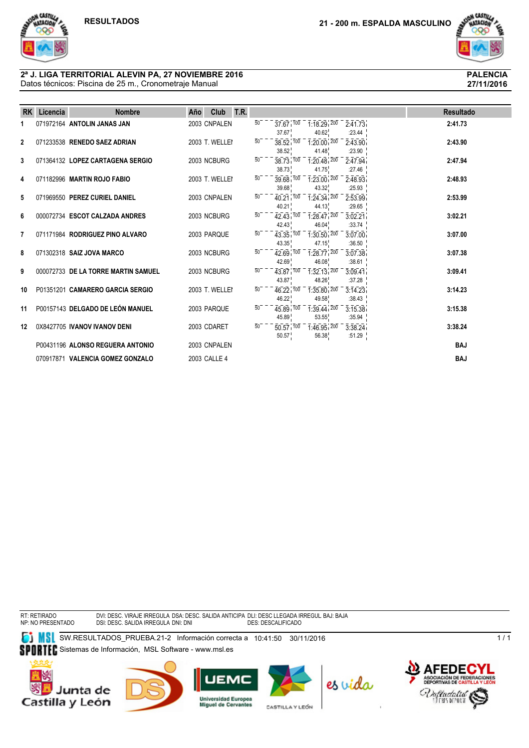RESULTADOS

**21 - 200 m. ESPALDA MASCULINO**

**2ª J. LIGA TERRITORIAL ALEVIN PA, 27 NOVIEMBRE 2016**
Datos técnicos: Piscina de 25 m., Cronometraje Manual

**PALENCIA**
**27/11/2016**

| RK | Licencia | Nombre | Año | Club | T.R. | 50 | 100 | 200 | Resultado |
|---|---|---|---|---|---|---|---|---|---|
| 1 | 071972164 | **ANTOLIN JANAS JAN** | 2003 | CNPALEN | | 37.67 / 37.67 | 1:18.29 / 40.62 | 2:41.73 / :23.44 | **2:41.73** |
| 2 | 071233538 | **RENEDO SAEZ ADRIAN** | 2003 | T. WELLEI | | 38.52 / 38.52 | 1:20.00 / 41.48 | 2:43.90 / :23.90 | **2:43.90** |
| 3 | 071364132 | **LOPEZ CARTAGENA SERGIO** | 2003 | NCBURG | | 38.73 / 38.73 | 1:20.48 / 41.75 | 2:47.94 / :27.46 | **2:47.94** |
| 4 | 071182996 | **MARTIN ROJO FABIO** | 2003 | T. WELLEI | | 39.68 / 39.68 | 1:23.00 / 43.32 | 2:48.93 / :25.93 | **2:48.93** |
| 5 | 071969550 | **PEREZ CURIEL DANIEL** | 2003 | CNPALEN | | 40.21 / 40.21 | 1:24.34 / 44.13 | 2:53.99 / :29.65 | **2:53.99** |
| 6 | 000072734 | **ESCOT CALZADA ANDRES** | 2003 | NCBURG | | 42.43 / 42.43 | 1:28.47 / 46.04 | 3:02.21 / :33.74 | **3:02.21** |
| 7 | 071171984 | **RODRIGUEZ PINO ALVARO** | 2003 | PARQUE | | 43.35 / 43.35 | 1:30.50 / 47.15 | 3:07.00 / :36.50 | **3:07.00** |
| 8 | 071302318 | **SAIZ JOVA MARCO** | 2003 | NCBURG | | 42.69 / 42.69 | 1:28.77 / 46.08 | 3:07.38 / :38.61 | **3:07.38** |
| 9 | 000072733 | **DE LA TORRE MARTIN SAMUEL** | 2003 | NCBURG | | 43.87 / 43.87 | 1:32.13 / 48.26 | 3:09.41 / :37.28 | **3:09.41** |
| 10 | P01351201 | **CAMARERO GARCIA SERGIO** | 2003 | T. WELLEI | | 46.22 / 46.22 | 1:35.80 / 49.58 | 3:14.23 / :38.43 | **3:14.23** |
| 11 | P00157143 | **DELGADO DE LEÓN MANUEL** | 2003 | PARQUE | | 45.89 / 45.89 | 1:39.44 / 53.55 | 3:15.38 / :35.94 | **3:15.38** |
| 12 | 0X8427705 | **IVANOV IVANOV DENI** | 2003 | CDARET | | 50.57 / 50.57 | 1:46.95 / 56.38 | 3:38.24 / :51.29 | **3:38.24** |
| | P00431196 | **ALONSO REGUERA ANTONIO** | 2003 | CNPALEN | | | | | **BAJ** |
| | 070917871 | **VALENCIA GOMEZ GONZALO** | 2003 | CALLE 4 | | | | | **BAJ** |

RT: RETIRADO
NP: NO PRESENTADO
DVI: DESC. VIRAJE IRREGULA DSA: DESC. SALIDA ANTICIPA DLI: DESC LLEGADA IRREGUL BAJ: BAJA
DSI: DESC. SALIDA IRREGULA DNI: DNI DES: DESCALIFICADO

SW.RESULTADOS_PRUEBA.21-2 Información correcta a 10:41:50 30/11/2016
Sistemas de Información, MSL Software - www.msl.es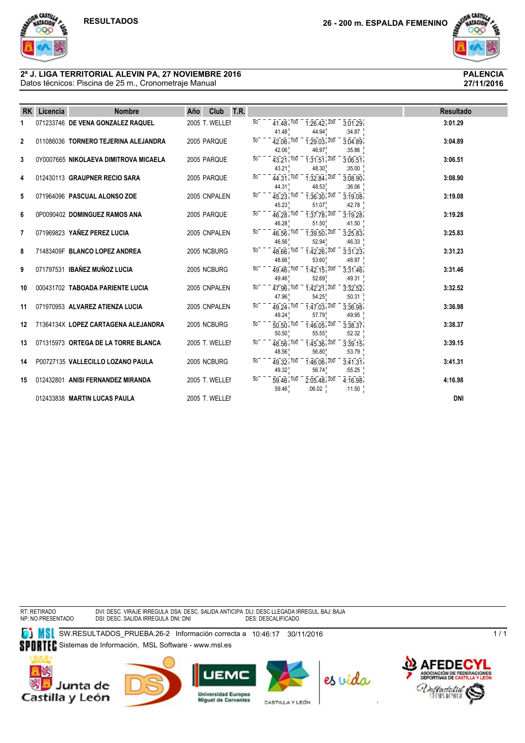**RESULTADOS**

**26 - 200 m. ESPALDA FEMENINO**

**2ª J. LIGA TERRITORIAL ALEVIN PA, 27 NOVIEMBRE 2016**
Datos técnicos: Piscina de 25 m., Cronometraje Manual

**PALENCIA**
**27/11/2016**

| RK | Licencia | Nombre | Año | Club | T.R. | 50 | 100 | 200 | Resultado |
|---|---|---|---|---|---|---|---|---|---|
| 1 | 071233746 | DE VENA GONZALEZ RAQUEL | 2005 | T. WELLEI | | 41.48 (41.48) | 1:26.42 (44.94) | 3:01.29 (:34.87) | 3:01.29 |
| 2 | 011086036 | TORNERO TEJERINA ALEJANDRA | 2005 | PARQUE | | 42.06 (42.06) | 1:29.03 (46.97) | 3:04.89 (:35.86) | 3:04.89 |
| 3 | 0Y0007665 | NIKOLAEVA DIMITROVA MICAELA | 2005 | PARQUE | | 43.21 (43.21) | 1:31.51 (48.30) | 3:06.51 (:35.00) | 3:06.51 |
| 4 | 012430113 | GRAUPNER RECIO SARA | 2005 | PARQUE | | 44.31 (44.31) | 1:32.84 (48.53) | 3:08.90 (:36.06) | 3:08.90 |
| 5 | 071964096 | PASCUAL ALONSO ZOE | 2005 | CNPALEN | | 45.23 (45.23) | 1:36.30 (51.07) | 3:19.08 (:42.78) | 3:19.08 |
| 6 | 0P0090402 | DOMINGUEZ RAMOS ANA | 2005 | PARQUE | | 46.28 (46.28) | 1:37.78 (51.50) | 3:19.28 (:41.50) | 3:19.28 |
| 7 | 071969823 | YAÑEZ PEREZ LUCIA | 2005 | CNPALEN | | 46.56 (46.56) | 1:39.50 (52.94) | 3:25.83 (:46.33) | 3:25.83 |
| 8 | 71483409F | BLANCO LOPEZ ANDREA | 2005 | NCBURG | | 48.66 (48.66) | 1:42.26 (53.60) | 3:31.23 (:48.97) | 3:31.23 |
| 9 | 071797531 | IBAÑEZ MUÑOZ LUCIA | 2005 | NCBURG | | 49.46 (49.46) | 1:42.15 (52.69) | 3:31.46 (:49.31) | 3:31.46 |
| 10 | 000431702 | TABOADA PARIENTE LUCIA | 2005 | CNPALEN | | 47.96 (47.96) | 1:42.21 (54.25) | 3:32.52 (:50.31) | 3:32.52 |
| 11 | 071970953 | ALVAREZ ATIENZA LUCIA | 2005 | CNPALEN | | 49.24 (49.24) | 1:47.03 (57.79) | 3:36.98 (:49.95) | 3:36.98 |
| 12 | 71364134X | LOPEZ CARTAGENA ALEJANDRA | 2005 | NCBURG | | 50.50 (50.50) | 1:46.05 (55.55) | 3:38.37 (:52.32) | 3:38.37 |
| 13 | 071315973 | ORTEGA DE LA TORRE BLANCA | 2005 | T. WELLEI | | 48.56 (48.56) | 1:45.36 (56.80) | 3:39.15 (:53.79) | 3:39.15 |
| 14 | P00727135 | VALLECILLO LOZANO PAULA | 2005 | NCBURG | | 49.32 (49.32) | 1:46.06 (56.74) | 3:41.31 (:55.25) | 3:41.31 |
| 15 | 012432801 | ANISI FERNANDEZ MIRANDA | 2005 | T. WELLEI | | 59.46 (59.46) | 2:05.48 (:06.02) | 4:16.98 (:11.50) | 4:16.98 |
| | 012433838 | MARTIN LUCAS PAULA | 2005 | T. WELLEI | | | | | DNI |

RT: RETIRADO
NP: NO PRESENTADO
DVI: DESC. VIRAJE IRREGULA DSA: DESC. SALIDA ANTICIPA DLI: DESC LLEGADA IRREGUL BAJ: BAJA
DSI: DESC. SALIDA IRREGULA DNI: DNI DES: DESCALIFICADO

SW.RESULTADOS_PRUEBA.26-2 Información correcta a 10:46:17 30/11/2016
Sistemas de Información, MSL Software - www.msl.es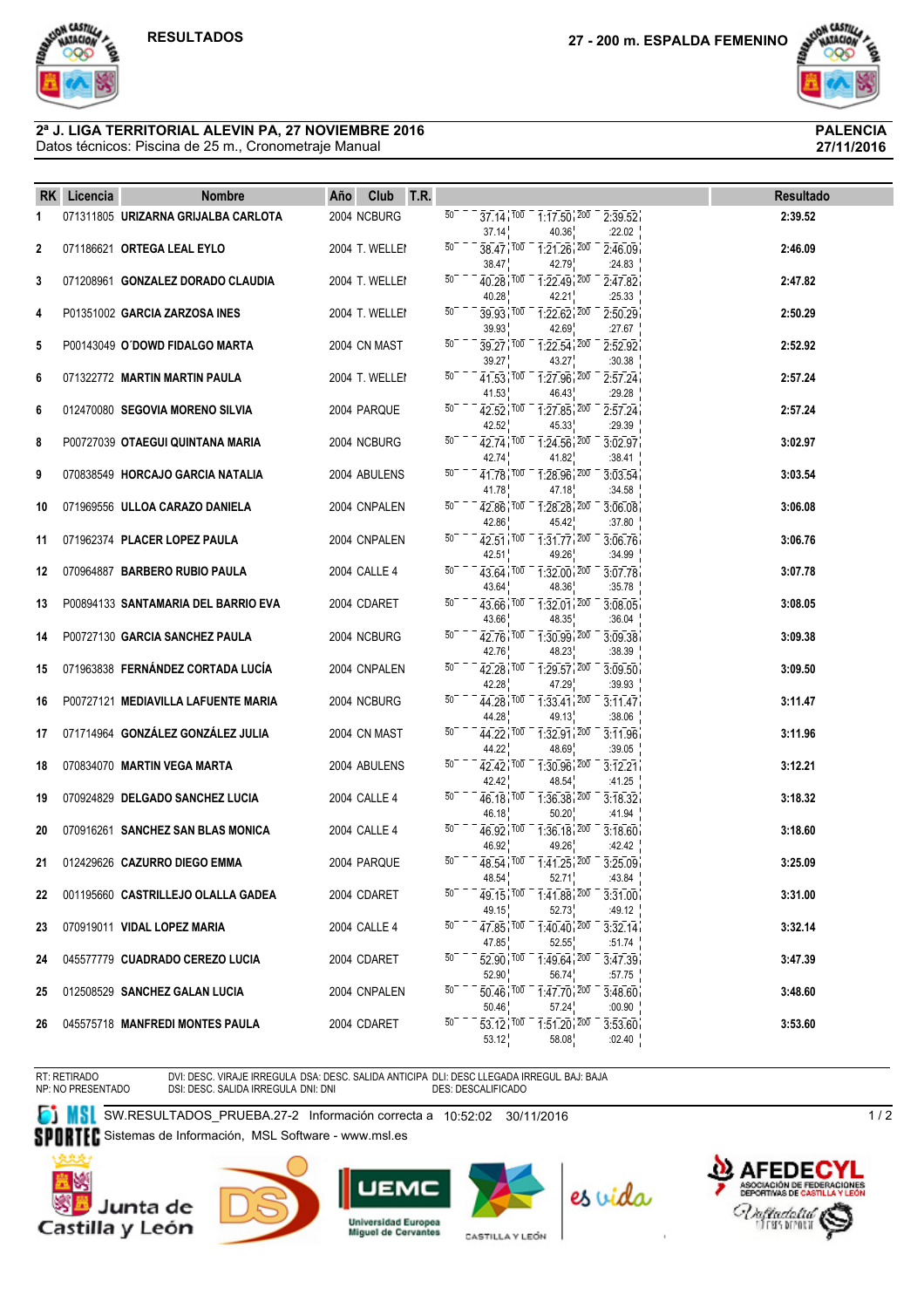RESULTADOS

## 27 - 200 m. ESPALDA FEMENINO

**2ª J. LIGA TERRITORIAL ALEVIN PA, 27 NOVIEMBRE 2016**
Datos técnicos: Piscina de 25 m., Cronometraje Manual

**PALENCIA**
**27/11/2016**

| RK | Licencia | Nombre | Año | Club | T.R. | 50 | 100 | 200 | Resultado |
|---|---|---|---|---|---|---|---|---|---|
| 1 | 071311805 | **URIZARNA GRIJALBA CARLOTA** | 2004 | NCBURG | | 37.14 (37.14) | 1:17.50 (40.36) | 2:39.52 (:22.02) | **2:39.52** |
| 2 | 071186621 | **ORTEGA LEAL EYLO** | 2004 | T. WELLEI | | 38.47 (38.47) | 1:21.26 (42.79) | 2:46.09 (:24.83) | **2:46.09** |
| 3 | 071208961 | **GONZALEZ DORADO CLAUDIA** | 2004 | T. WELLEI | | 40.28 (40.28) | 1:22.49 (42.21) | 2:47.82 (:25.33) | **2:47.82** |
| 4 | P01351002 | **GARCIA ZARZOSA INES** | 2004 | T. WELLEI | | 39.93 (39.93) | 1:22.62 (42.69) | 2:50.29 (:27.67) | **2:50.29** |
| 5 | P00143049 | **O´DOWD FIDALGO MARTA** | 2004 | CN MAST | | 39.27 (39.27) | 1:22.54 (43.27) | 2:52.92 (:30.38) | **2:52.92** |
| 6 | 071322772 | **MARTIN MARTIN PAULA** | 2004 | T. WELLEI | | 41.53 (41.53) | 1:27.96 (46.43) | 2:57.24 (:29.28) | **2:57.24** |
| 6 | 012470080 | **SEGOVIA MORENO SILVIA** | 2004 | PARQUE | | 42.52 (42.52) | 1:27.85 (45.33) | 2:57.24 (:29.39) | **2:57.24** |
| 8 | P00727039 | **OTAEGUI QUINTANA MARIA** | 2004 | NCBURG | | 42.74 (42.74) | 1:24.56 (41.82) | 3:02.97 (:38.41) | **3:02.97** |
| 9 | 070838549 | **HORCAJO GARCIA NATALIA** | 2004 | ABULENS | | 41.78 (41.78) | 1:28.96 (47.18) | 3:03.54 (:34.58) | **3:03.54** |
| 10 | 071969556 | **ULLOA CARAZO DANIELA** | 2004 | CNPALEN | | 42.86 (42.86) | 1:28.28 (45.42) | 3:06.08 (:37.80) | **3:06.08** |
| 11 | 071962374 | **PLACER LOPEZ PAULA** | 2004 | CNPALEN | | 42.51 (42.51) | 1:31.77 (49.26) | 3:06.76 (:34.99) | **3:06.76** |
| 12 | 070964887 | **BARBERO RUBIO PAULA** | 2004 | CALLE 4 | | 43.64 (43.64) | 1:32.00 (48.36) | 3:07.78 (:35.78) | **3:07.78** |
| 13 | P00894133 | **SANTAMARIA DEL BARRIO EVA** | 2004 | CDARET | | 43.66 (43.66) | 1:32.01 (48.35) | 3:08.05 (:36.04) | **3:08.05** |
| 14 | P00727130 | **GARCIA SANCHEZ PAULA** | 2004 | NCBURG | | 42.76 (42.76) | 1:30.99 (48.23) | 3:09.38 (:38.39) | **3:09.38** |
| 15 | 071963838 | **FERNÁNDEZ CORTADA LUCÍA** | 2004 | CNPALEN | | 42.28 (42.28) | 1:29.57 (47.29) | 3:09.50 (:39.93) | **3:09.50** |
| 16 | P00727121 | **MEDIAVILLA LAFUENTE MARIA** | 2004 | NCBURG | | 44.28 (44.28) | 1:33.41 (49.13) | 3:11.47 (:38.06) | **3:11.47** |
| 17 | 071714964 | **GONZÁLEZ GONZÁLEZ JULIA** | 2004 | CN MAST | | 44.22 (44.22) | 1:32.91 (48.69) | 3:11.96 (:39.05) | **3:11.96** |
| 18 | 070834070 | **MARTIN VEGA MARTA** | 2004 | ABULENS | | 42.42 (42.42) | 1:30.96 (48.54) | 3:12.21 (:41.25) | **3:12.21** |
| 19 | 070924829 | **DELGADO SANCHEZ LUCIA** | 2004 | CALLE 4 | | 46.18 (46.18) | 1:36.38 (50.20) | 3:18.32 (:41.94) | **3:18.32** |
| 20 | 070916261 | **SANCHEZ SAN BLAS MONICA** | 2004 | CALLE 4 | | 46.92 (46.92) | 1:36.18 (49.26) | 3:18.60 (:42.42) | **3:18.60** |
| 21 | 012429626 | **CAZURRO DIEGO EMMA** | 2004 | PARQUE | | 48.54 (48.54) | 1:41.25 (52.71) | 3:25.09 (:43.84) | **3:25.09** |
| 22 | 001195660 | **CASTRILLEJO OLALLA GADEA** | 2004 | CDARET | | 49.15 (49.15) | 1:41.88 (52.73) | 3:31.00 (:49.12) | **3:31.00** |
| 23 | 070919011 | **VIDAL LOPEZ MARIA** | 2004 | CALLE 4 | | 47.85 (47.85) | 1:40.40 (52.55) | 3:32.14 (:51.74) | **3:32.14** |
| 24 | 045577779 | **CUADRADO CEREZO LUCIA** | 2004 | CDARET | | 52.90 (52.90) | 1:49.64 (56.74) | 3:47.39 (:57.75) | **3:47.39** |
| 25 | 012508529 | **SANCHEZ GALAN LUCIA** | 2004 | CNPALEN | | 50.46 (50.46) | 1:47.70 (57.24) | 3:48.60 (:00.90) | **3:48.60** |
| 26 | 045575718 | **MANFREDI MONTES PAULA** | 2004 | CDARET | | 53.12 (53.12) | 1:51.20 (58.08) | 3:53.60 (:02.40) | **3:53.60** |

RT: RETIRADO
NP: NO PRESENTADO

DVI: DESC. VIRAJE IRREGULA DSA: DESC. SALIDA ANTICIPA DLI: DESC LLEGADA IRREGUL BAJ: BAJA
DSI: DESC. SALIDA IRREGULA DNI: DNI DES: DESCALIFICADO

SW.RESULTADOS_PRUEBA.27-2 Información correcta a 10:52:02 30/11/2016
Sistemas de Información, MSL Software - www.msl.es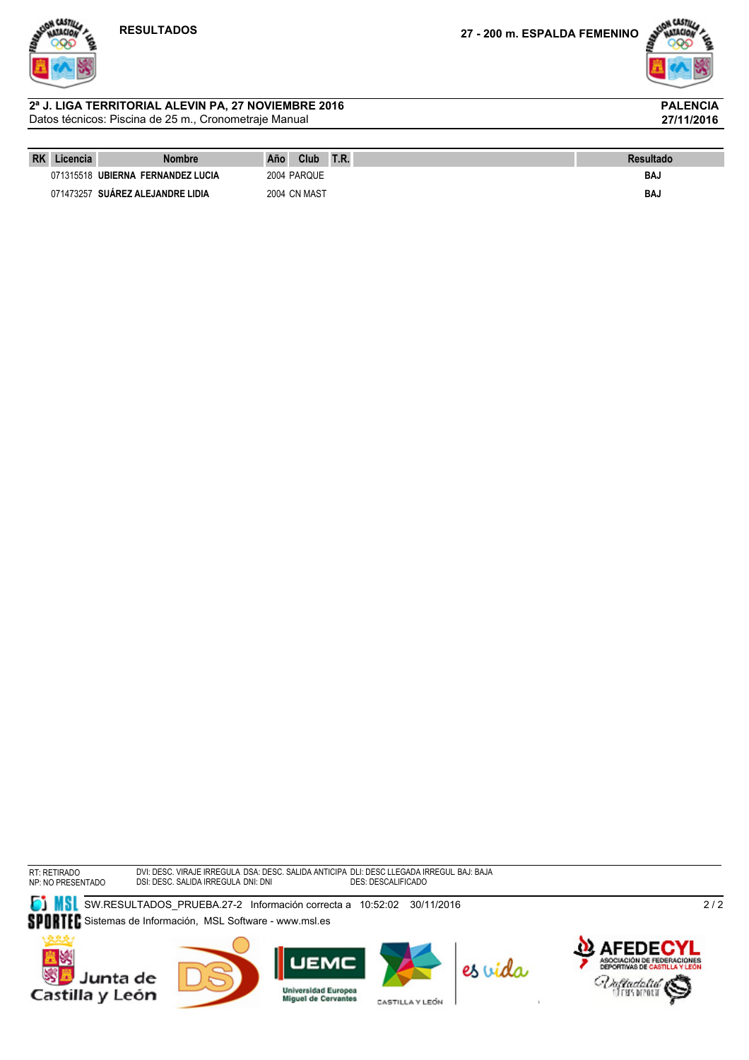RESULTADOS

27 - 200 m. ESPALDA FEMENINO

**2ª J. LIGA TERRITORIAL ALEVIN PA, 27 NOVIEMBRE 2016** — **PALENCIA**

Datos técnicos: Piscina de 25 m., Cronometraje Manual — **27/11/2016**

| RK | Licencia | Nombre | Año | Club | T.R. | | Resultado |
|---|---|---|---|---|---|---|---|
| | 071315518 | **UBIERNA FERNANDEZ LUCIA** | 2004 | PARQUE | | | **BAJ** |
| | 071473257 | **SUÁREZ ALEJANDRE LIDIA** | 2004 | CN MAST | | | **BAJ** |

RT: RETIRADO
NP: NO PRESENTADO

DVI: DESC. VIRAJE IRREGULA DSA: DESC. SALIDA ANTICIPA DLI: DESC LLEGADA IRREGUL BAJ: BAJA
DSI: DESC. SALIDA IRREGULA DNI: DNI DES: DESCALIFICADO

SW.RESULTADOS_PRUEBA.27-2 Información correcta a 10:52:02 30/11/2016
Sistemas de Información, MSL Software - www.msl.es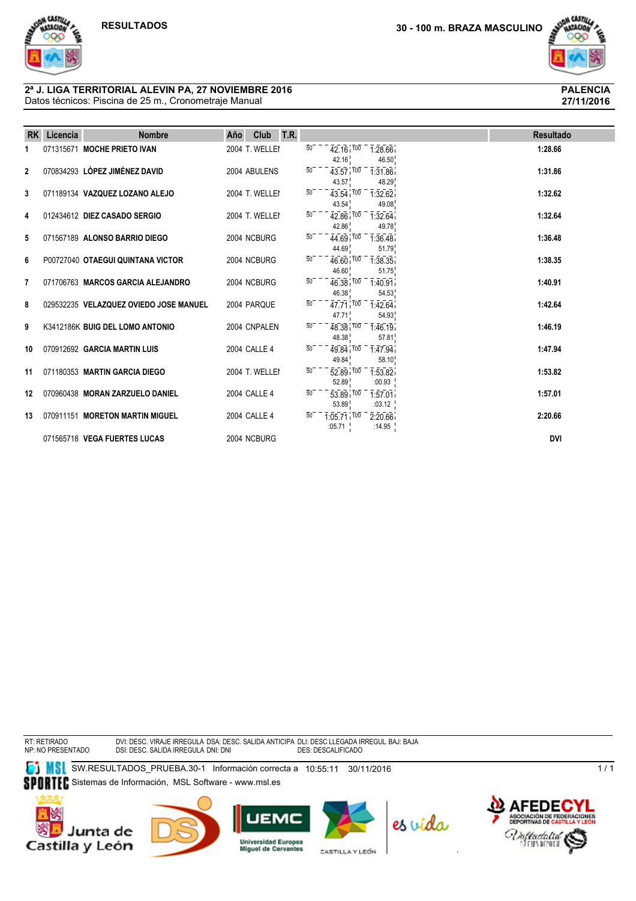RESULTADOS

**30 - 100 m. BRAZA MASCULINO**

**2ª J. LIGA TERRITORIAL ALEVIN PA, 27 NOVIEMBRE 2016**
Datos técnicos: Piscina de 25 m., Cronometraje Manual

**PALENCIA**
**27/11/2016**

| RK | Licencia | Nombre | Año | Club | T.R. | Parciales | Resultado |
|---|---|---|---|---|---|---|---|
| 1 | 071315671 | **MOCHE PRIETO IVAN** | 2004 | T. WELLEI | | 50 42.16 (42.16) / 100 1:28.66 (46.50) | **1:28.66** |
| 2 | 070834293 | **LÓPEZ JIMÉNEZ DAVID** | 2004 | ABULENS | | 50 43.57 (43.57) / 100 1:31.86 (48.29) | **1:31.86** |
| 3 | 071189134 | **VAZQUEZ LOZANO ALEJO** | 2004 | T. WELLEI | | 50 43.54 (43.54) / 100 1:32.62 (49.08) | **1:32.62** |
| 4 | 012434612 | **DIEZ CASADO SERGIO** | 2004 | T. WELLEI | | 50 42.86 (42.86) / 100 1:32.64 (49.78) | **1:32.64** |
| 5 | 071567189 | **ALONSO BARRIO DIEGO** | 2004 | NCBURG | | 50 44.69 (44.69) / 100 1:36.48 (51.79) | **1:36.48** |
| 6 | P00727040 | **OTAEGUI QUINTANA VICTOR** | 2004 | NCBURG | | 50 46.60 (46.60) / 100 1:38.35 (51.75) | **1:38.35** |
| 7 | 071706763 | **MARCOS GARCIA ALEJANDRO** | 2004 | NCBURG | | 50 46.38 (46.38) / 100 1:40.91 (54.53) | **1:40.91** |
| 8 | 029532235 | **VELAZQUEZ OVIEDO JOSE MANUEL** | 2004 | PARQUE | | 50 47.71 (47.71) / 100 1:42.64 (54.93) | **1:42.64** |
| 9 | K3412186K | **BUIG DEL LOMO ANTONIO** | 2004 | CNPALEN | | 50 48.38 (48.38) / 100 1:46.19 (57.81) | **1:46.19** |
| 10 | 070912692 | **GARCIA MARTIN LUIS** | 2004 | CALLE 4 | | 50 49.84 (49.84) / 100 1:47.94 (58.10) | **1:47.94** |
| 11 | 071180353 | **MARTIN GARCIA DIEGO** | 2004 | T. WELLEI | | 50 52.89 (52.89) / 100 1:53.82 (:00.93) | **1:53.82** |
| 12 | 070960438 | **MORAN ZARZUELO DANIEL** | 2004 | CALLE 4 | | 50 53.89 (53.89) / 100 1:57.01 (:03.12) | **1:57.01** |
| 13 | 070911151 | **MORETON MARTIN MIGUEL** | 2004 | CALLE 4 | | 50 1:05.71 (:05.71) / 100 2:20.66 (:14.95) | **2:20.66** |
| | 071565718 | **VEGA FUERTES LUCAS** | 2004 | NCBURG | | | **DVI** |

RT: RETIRADO
NP: NO PRESENTADO
DVI: DESC. VIRAJE IRREGULA DSA: DESC. SALIDA ANTICIPA DLI: DESC LLEGADA IRREGUL BAJ: BAJA
DSI: DESC. SALIDA IRREGULA DNI: DNI
DES: DESCALIFICADO

SW.RESULTADOS_PRUEBA.30-1 Información correcta a 10:55:11 30/11/2016
Sistemas de Información, MSL Software - www.msl.es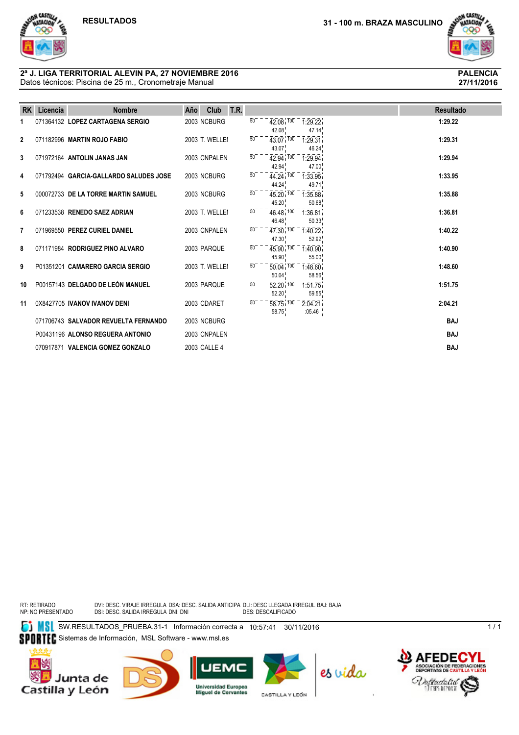RESULTADOS

## 31 - 100 m. BRAZA MASCULINO

**2ª J. LIGA TERRITORIAL ALEVIN PA, 27 NOVIEMBRE 2016**
Datos técnicos: Piscina de 25 m., Cronometraje Manual

**PALENCIA**
**27/11/2016**

| RK | Licencia | Nombre | Año | Club | T.R. | Parciales | Resultado |
|---|---|---|---|---|---|---|---|
| 1 | 071364132 | **LOPEZ CARTAGENA SERGIO** | 2003 | NCBURG | | 50 42.08 (42.08) / 100 1:29.22 (47.14) | **1:29.22** |
| 2 | 071182996 | **MARTIN ROJO FABIO** | 2003 | T. WELLEI | | 50 43.07 (43.07) / 100 1:29.31 (46.24) | **1:29.31** |
| 3 | 071972164 | **ANTOLIN JANAS JAN** | 2003 | CNPALEN | | 50 42.94 (42.94) / 100 1:29.94 (47.00) | **1:29.94** |
| 4 | 071792494 | **GARCIA-GALLARDO SALUDES JOSE** | 2003 | NCBURG | | 50 44.24 (44.24) / 100 1:33.95 (49.71) | **1:33.95** |
| 5 | 000072733 | **DE LA TORRE MARTIN SAMUEL** | 2003 | NCBURG | | 50 45.20 (45.20) / 100 1:35.88 (50.68) | **1:35.88** |
| 6 | 071233538 | **RENEDO SAEZ ADRIAN** | 2003 | T. WELLEI | | 50 46.48 (46.48) / 100 1:36.81 (50.33) | **1:36.81** |
| 7 | 071969550 | **PEREZ CURIEL DANIEL** | 2003 | CNPALEN | | 50 47.30 (47.30) / 100 1:40.22 (52.92) | **1:40.22** |
| 8 | 071171984 | **RODRIGUEZ PINO ALVARO** | 2003 | PARQUE | | 50 45.90 (45.90) / 100 1:40.90 (55.00) | **1:40.90** |
| 9 | P01351201 | **CAMARERO GARCIA SERGIO** | 2003 | T. WELLEI | | 50 50.04 (50.04) / 100 1:48.60 (58.56) | **1:48.60** |
| 10 | P00157143 | **DELGADO DE LEÓN MANUEL** | 2003 | PARQUE | | 50 52.20 (52.20) / 100 1:51.75 (59.55) | **1:51.75** |
| 11 | 0X8427705 | **IVANOV IVANOV DENI** | 2003 | CDARET | | 50 58.75 (58.75) / 100 2:04.21 (:05.46) | **2:04.21** |
| | 071706743 | **SALVADOR REVUELTA FERNANDO** | 2003 | NCBURG | | | **BAJ** |
| | P00431196 | **ALONSO REGUERA ANTONIO** | 2003 | CNPALEN | | | **BAJ** |
| | 070917871 | **VALENCIA GOMEZ GONZALO** | 2003 | CALLE 4 | | | **BAJ** |

RT: RETIRADO
NP: NO PRESENTADO
DVI: DESC. VIRAJE IRREGULA DSA: DESC. SALIDA ANTICIPA DLI: DESC LLEGADA IRREGUL BAJ: BAJA
DSI: DESC. SALIDA IRREGULA DNI: DNI
DES: DESCALIFICADO

SW.RESULTADOS_PRUEBA.31-1 Información correcta a 10:57:41 30/11/2016
Sistemas de Información, MSL Software - www.msl.es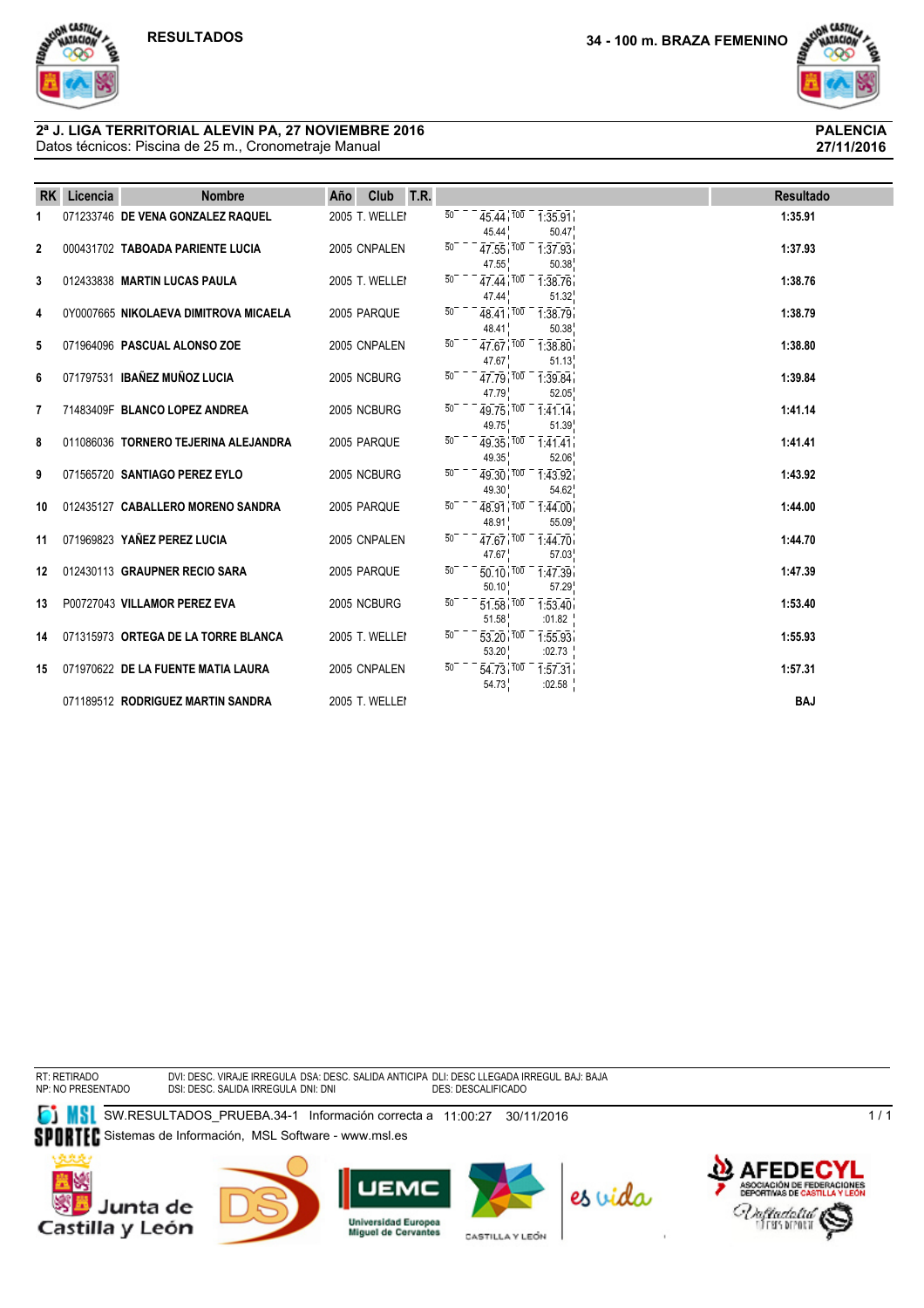# RESULTADOS

## 34 - 100 m. BRAZA FEMENINO

**2ª J. LIGA TERRITORIAL ALEVIN PA, 27 NOVIEMBRE 2016**
Datos técnicos: Piscina de 25 m., Cronometraje Manual

**PALENCIA**
**27/11/2016**

| RK | Licencia | Nombre | Año | Club | T.R. | Parciales | Resultado |
|---|---|---|---|---|---|---|---|
| 1 | 071233746 | **DE VENA GONZALEZ RAQUEL** | 2005 | T. WELLEI | | 50: 45.44 (45.44) / 100: 1:35.91 (50.47) | **1:35.91** |
| 2 | 000431702 | **TABOADA PARIENTE LUCIA** | 2005 | CNPALEN | | 50: 47.55 (47.55) / 100: 1:37.93 (50.38) | **1:37.93** |
| 3 | 012433838 | **MARTIN LUCAS PAULA** | 2005 | T. WELLEI | | 50: 47.44 (47.44) / 100: 1:38.76 (51.32) | **1:38.76** |
| 4 | 0Y0007665 | **NIKOLAEVA DIMITROVA MICAELA** | 2005 | PARQUE | | 50: 48.41 (48.41) / 100: 1:38.79 (50.38) | **1:38.79** |
| 5 | 071964096 | **PASCUAL ALONSO ZOE** | 2005 | CNPALEN | | 50: 47.67 (47.67) / 100: 1:38.80 (51.13) | **1:38.80** |
| 6 | 071797531 | **IBAÑEZ MUÑOZ LUCIA** | 2005 | NCBURG | | 50: 47.79 (47.79) / 100: 1:39.84 (52.05) | **1:39.84** |
| 7 | 71483409F | **BLANCO LOPEZ ANDREA** | 2005 | NCBURG | | 50: 49.75 (49.75) / 100: 1:41.14 (51.39) | **1:41.14** |
| 8 | 011086036 | **TORNERO TEJERINA ALEJANDRA** | 2005 | PARQUE | | 50: 49.35 (49.35) / 100: 1:41.41 (52.06) | **1:41.41** |
| 9 | 071565720 | **SANTIAGO PEREZ EYLO** | 2005 | NCBURG | | 50: 49.30 (49.30) / 100: 1:43.92 (54.62) | **1:43.92** |
| 10 | 012435127 | **CABALLERO MORENO SANDRA** | 2005 | PARQUE | | 50: 48.91 (48.91) / 100: 1:44.00 (55.09) | **1:44.00** |
| 11 | 071969823 | **YAÑEZ PEREZ LUCIA** | 2005 | CNPALEN | | 50: 47.67 (47.67) / 100: 1:44.70 (57.03) | **1:44.70** |
| 12 | 012430113 | **GRAUPNER RECIO SARA** | 2005 | PARQUE | | 50: 50.10 (50.10) / 100: 1:47.39 (57.29) | **1:47.39** |
| 13 | P00727043 | **VILLAMOR PEREZ EVA** | 2005 | NCBURG | | 50: 51.58 (51.58) / 100: 1:53.40 (:01.82) | **1:53.40** |
| 14 | 071315973 | **ORTEGA DE LA TORRE BLANCA** | 2005 | T. WELLEI | | 50: 53.20 (53.20) / 100: 1:55.93 (:02.73) | **1:55.93** |
| 15 | 071970622 | **DE LA FUENTE MATIA LAURA** | 2005 | CNPALEN | | 50: 54.73 (54.73) / 100: 1:57.31 (:02.58) | **1:57.31** |
| | 071189512 | **RODRIGUEZ MARTIN SANDRA** | 2005 | T. WELLEI | | | **BAJ** |

RT: RETIRADO
NP: NO PRESENTADO
DVI: DESC. VIRAJE IRREGULA DSA: DESC. SALIDA ANTICIPA DLI: DESC LLEGADA IRREGUL BAJ: BAJA
DSI: DESC. SALIDA IRREGULA DNI: DNI
DES: DESCALIFICADO

SW.RESULTADOS_PRUEBA.34-1 Información correcta a 11:00:27 30/11/2016
Sistemas de Información, MSL Software - www.msl.es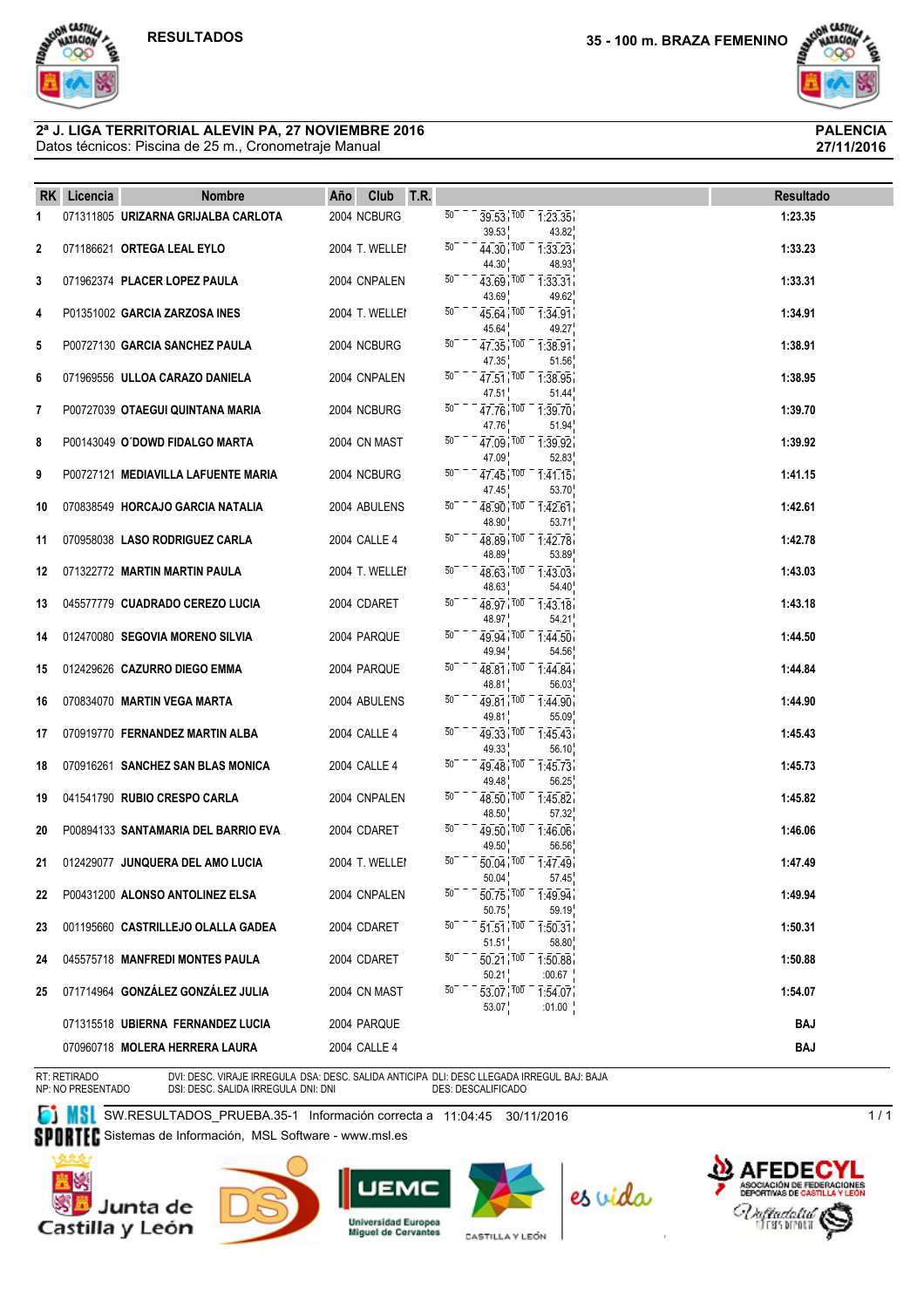**RESULTADOS**

**35 - 100 m. BRAZA FEMENINO**

**2ª J. LIGA TERRITORIAL ALEVIN PA, 27 NOVIEMBRE 2016**
Datos técnicos: Piscina de 25 m., Cronometraje Manual

**PALENCIA**
**27/11/2016**

| RK | Licencia | Nombre | Año | Club | T.R. | Parciales | Resultado |
|---|---|---|---|---|---|---|---|
| 1 | 071311805 | **URIZARNA GRIJALBA CARLOTA** | 2004 | NCBURG | | 50: 39.53 (39.53) / 100: 1:23.35 (43.82) | **1:23.35** |
| 2 | 071186621 | **ORTEGA LEAL EYLO** | 2004 | T. WELLEI | | 50: 44.30 (44.30) / 100: 1:33.23 (48.93) | **1:33.23** |
| 3 | 071962374 | **PLACER LOPEZ PAULA** | 2004 | CNPALEN | | 50: 43.69 (43.69) / 100: 1:33.31 (49.62) | **1:33.31** |
| 4 | P01351002 | **GARCIA ZARZOSA INES** | 2004 | T. WELLEI | | 50: 45.64 (45.64) / 100: 1:34.91 (49.27) | **1:34.91** |
| 5 | P00727130 | **GARCIA SANCHEZ PAULA** | 2004 | NCBURG | | 50: 47.35 (47.35) / 100: 1:38.91 (51.56) | **1:38.91** |
| 6 | 071969556 | **ULLOA CARAZO DANIELA** | 2004 | CNPALEN | | 50: 47.51 (47.51) / 100: 1:38.95 (51.44) | **1:38.95** |
| 7 | P00727039 | **OTAEGUI QUINTANA MARIA** | 2004 | NCBURG | | 50: 47.76 (47.76) / 100: 1:39.70 (51.94) | **1:39.70** |
| 8 | P00143049 | **O´DOWD FIDALGO MARTA** | 2004 | CN MAST | | 50: 47.09 (47.09) / 100: 1:39.92 (52.83) | **1:39.92** |
| 9 | P00727121 | **MEDIAVILLA LAFUENTE MARIA** | 2004 | NCBURG | | 50: 47.45 (47.45) / 100: 1:41.15 (53.70) | **1:41.15** |
| 10 | 070838549 | **HORCAJO GARCIA NATALIA** | 2004 | ABULENS | | 50: 48.90 (48.90) / 100: 1:42.61 (53.71) | **1:42.61** |
| 11 | 070958038 | **LASO RODRIGUEZ CARLA** | 2004 | CALLE 4 | | 50: 48.89 (48.89) / 100: 1:42.78 (53.89) | **1:42.78** |
| 12 | 071322772 | **MARTIN MARTIN PAULA** | 2004 | T. WELLEI | | 50: 48.63 (48.63) / 100: 1:43.03 (54.40) | **1:43.03** |
| 13 | 045577779 | **CUADRADO CEREZO LUCIA** | 2004 | CDARET | | 50: 48.97 (48.97) / 100: 1:43.18 (54.21) | **1:43.18** |
| 14 | 012470080 | **SEGOVIA MORENO SILVIA** | 2004 | PARQUE | | 50: 49.94 (49.94) / 100: 1:44.50 (54.56) | **1:44.50** |
| 15 | 012429626 | **CAZURRO DIEGO EMMA** | 2004 | PARQUE | | 50: 48.81 (48.81) / 100: 1:44.84 (56.03) | **1:44.84** |
| 16 | 070834070 | **MARTIN VEGA MARTA** | 2004 | ABULENS | | 50: 49.81 (49.81) / 100: 1:44.90 (55.09) | **1:44.90** |
| 17 | 070919770 | **FERNANDEZ MARTIN ALBA** | 2004 | CALLE 4 | | 50: 49.33 (49.33) / 100: 1:45.43 (56.10) | **1:45.43** |
| 18 | 070916261 | **SANCHEZ SAN BLAS MONICA** | 2004 | CALLE 4 | | 50: 49.48 (49.48) / 100: 1:45.73 (56.25) | **1:45.73** |
| 19 | 041541790 | **RUBIO CRESPO CARLA** | 2004 | CNPALEN | | 50: 48.50 (48.50) / 100: 1:45.82 (57.32) | **1:45.82** |
| 20 | P00894133 | **SANTAMARIA DEL BARRIO EVA** | 2004 | CDARET | | 50: 49.50 (49.50) / 100: 1:46.06 (56.56) | **1:46.06** |
| 21 | 012429077 | **JUNQUERA DEL AMO LUCIA** | 2004 | T. WELLEI | | 50: 50.04 (50.04) / 100: 1:47.49 (57.45) | **1:47.49** |
| 22 | P00431200 | **ALONSO ANTOLINEZ ELSA** | 2004 | CNPALEN | | 50: 50.75 (50.75) / 100: 1:49.94 (59.19) | **1:49.94** |
| 23 | 001195660 | **CASTRILLEJO OLALLA GADEA** | 2004 | CDARET | | 50: 51.51 (51.51) / 100: 1:50.31 (58.80) | **1:50.31** |
| 24 | 045575718 | **MANFREDI MONTES PAULA** | 2004 | CDARET | | 50: 50.21 (50.21) / 100: 1:50.88 (:00.67) | **1:50.88** |
| 25 | 071714964 | **GONZÁLEZ GONZÁLEZ JULIA** | 2004 | CN MAST | | 50: 53.07 (53.07) / 100: 1:54.07 (:01.00) | **1:54.07** |
| | 071315518 | **UBIERNA FERNANDEZ LUCIA** | 2004 | PARQUE | | | **BAJ** |
| | 070960718 | **MOLERA HERRERA LAURA** | 2004 | CALLE 4 | | | **BAJ** |

RT: RETIRADO
NP: NO PRESENTADO
DVI: DESC. VIRAJE IRREGULA DSA: DESC. SALIDA ANTICIPA DLI: DESC LLEGADA IRREGUL BAJ: BAJA
DSI: DESC. SALIDA IRREGULA DNI: DNI
DES: DESCALIFICADO

SW.RESULTADOS_PRUEBA.35-1 Información correcta a 11:04:45 30/11/2016
Sistemas de Información, MSL Software - www.msl.es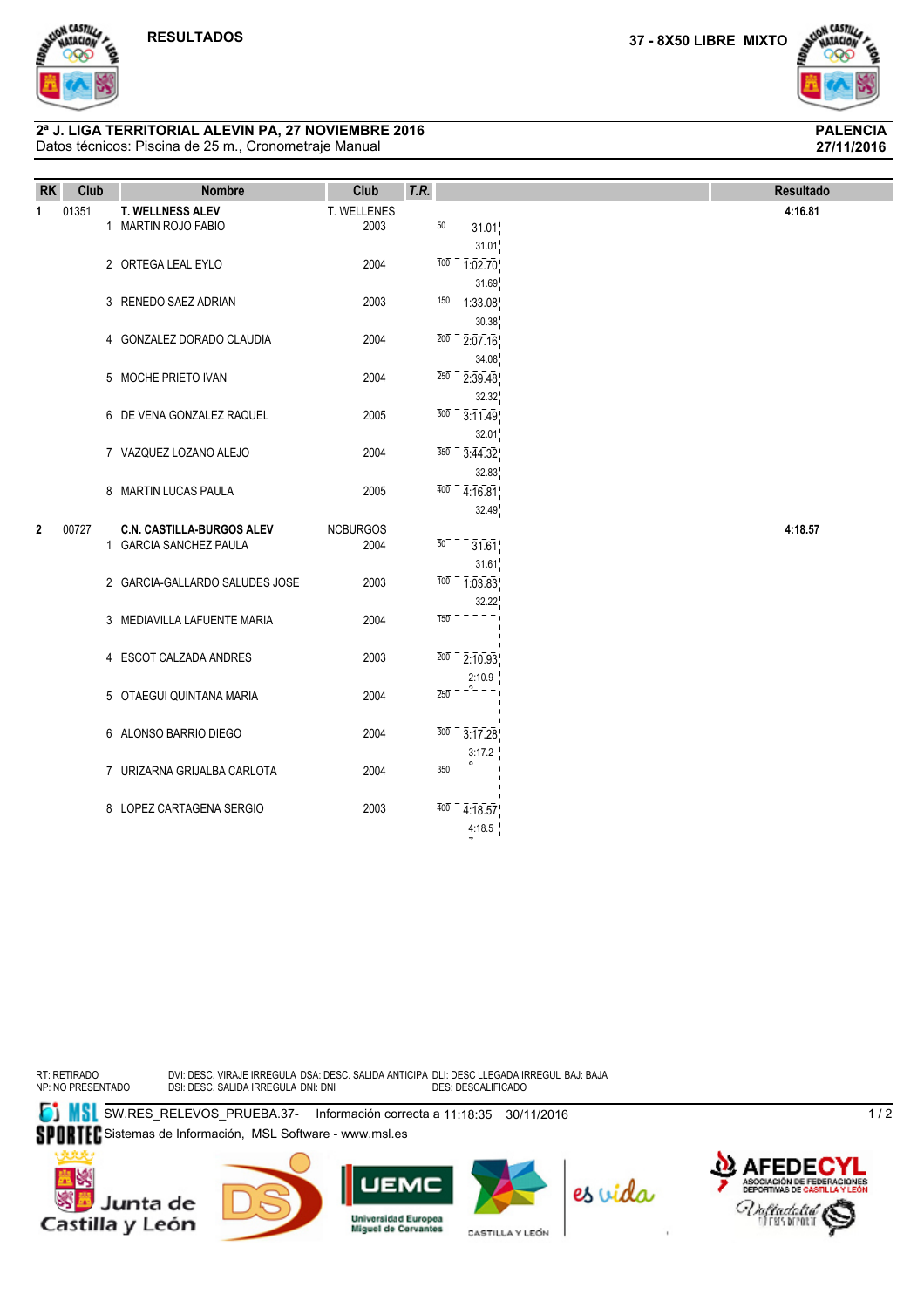RESULTADOS

37 - 8X50 LIBRE MIXTO

**2ª J. LIGA TERRITORIAL ALEVIN PA, 27 NOVIEMBRE 2016**
Datos técnicos: Piscina de 25 m., Cronometraje Manual

**PALENCIA**
**27/11/2016**

| RK | Club | Nombre | Club | T.R. | Parciales | Resultado |
|---|---|---|---|---|---|---|
| 1 | 01351 | **T. WELLNESS ALEV** | T. WELLENES | | | **4:16.81** |
| | | 1 MARTIN ROJO FABIO | 2003 | | 50 31.01 (31.01) | |
| | | 2 ORTEGA LEAL EYLO | 2004 | | 100 1:02.70 (31.69) | |
| | | 3 RENEDO SAEZ ADRIAN | 2003 | | 150 1:33.08 (30.38) | |
| | | 4 GONZALEZ DORADO CLAUDIA | 2004 | | 200 2:07.16 (34.08) | |
| | | 5 MOCHE PRIETO IVAN | 2004 | | 250 2:39.48 (32.32) | |
| | | 6 DE VENA GONZALEZ RAQUEL | 2005 | | 300 3:11.49 (32.01) | |
| | | 7 VAZQUEZ LOZANO ALEJO | 2004 | | 350 3:44.32 (32.83) | |
| | | 8 MARTIN LUCAS PAULA | 2005 | | 400 4:16.81 (32.49) | |
| 2 | 00727 | **C.N. CASTILLA-BURGOS ALEV** | NCBURGOS | | | **4:18.57** |
| | | 1 GARCIA SANCHEZ PAULA | 2004 | | 50 31.61 (31.61) | |
| | | 2 GARCIA-GALLARDO SALUDES JOSE | 2003 | | 100 1:03.83 (32.22) | |
| | | 3 MEDIAVILLA LAFUENTE MARIA | 2004 | | 150 | |
| | | 4 ESCOT CALZADA ANDRES | 2003 | | 200 2:10.93 (2:10.9) | |
| | | 5 OTAEGUI QUINTANA MARIA | 2004 | | 250 | |
| | | 6 ALONSO BARRIO DIEGO | 2004 | | 300 3:17.28 (3:17.2) | |
| | | 7 URIZARNA GRIJALBA CARLOTA | 2004 | | 350 | |
| | | 8 LOPEZ CARTAGENA SERGIO | 2003 | | 400 4:18.57 (4:18.5) | |

RT: RETIRADO
NP: NO PRESENTADO
DVI: DESC. VIRAJE IRREGULA DSA: DESC. SALIDA ANTICIPA DLI: DESC LLEGADA IRREGUL BAJ: BAJA
DSI: DESC. SALIDA IRREGULA DNI: DNI DES: DESCALIFICADO

SW.RES_RELEVOS_PRUEBA.37- Información correcta a 11:18:35 30/11/2016
Sistemas de Información, MSL Software - www.msl.es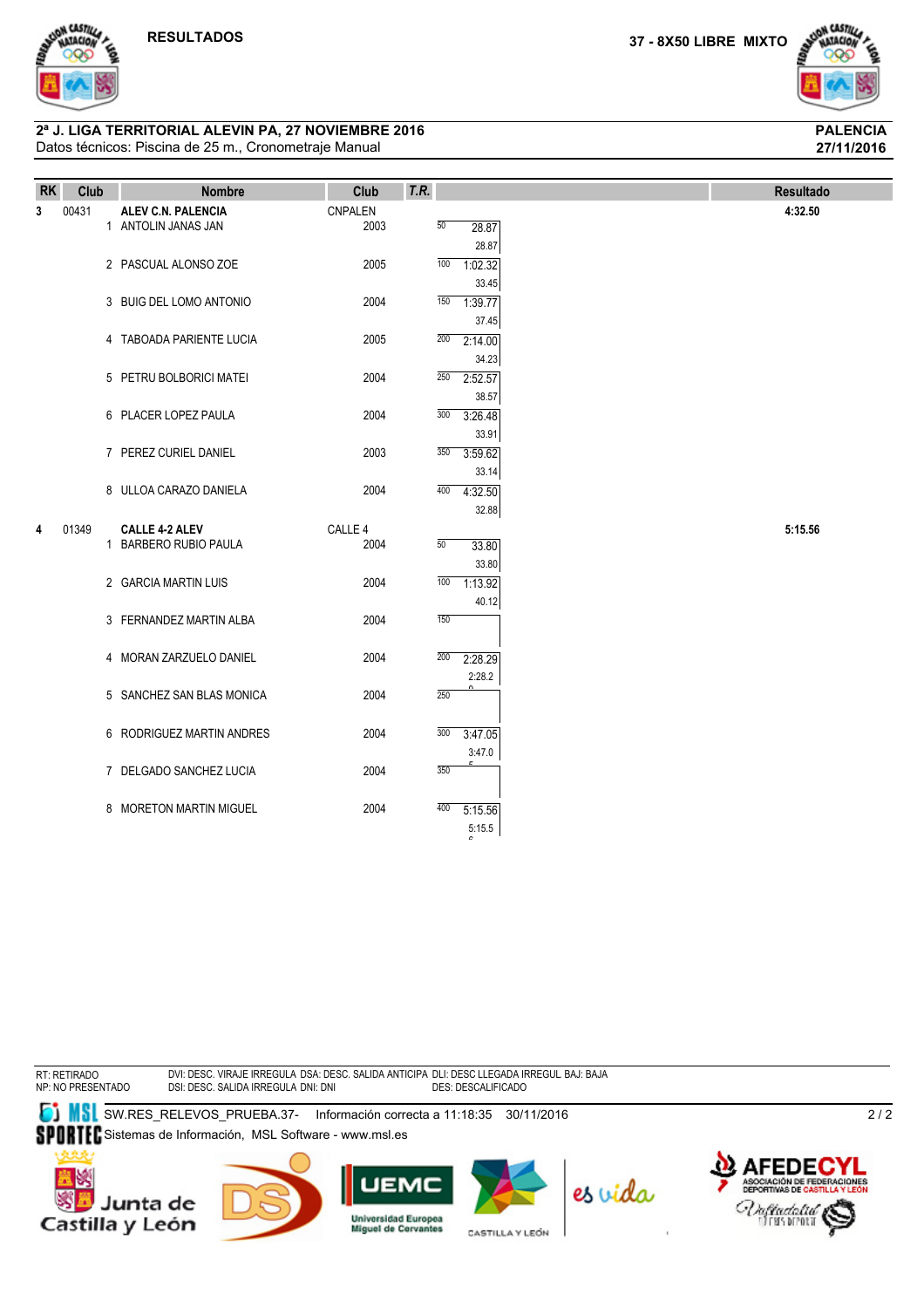# RESULTADOS

**37 - 8X50 LIBRE MIXTO**

**2ª J. LIGA TERRITORIAL ALEVIN PA, 27 NOVIEMBRE 2016** — **PALENCIA**

Datos técnicos: Piscina de 25 m., Cronometraje Manual — **27/11/2016**

| RK | Club | Nombre | Club | T.R. | Parciales | Resultado |
|---|---|---|---|---|---|---|
| **3** | 00431 | **ALEV C.N. PALENCIA** | CNPALEN | | | **4:32.50** |
| | | 1 ANTOLIN JANAS JAN | 2003 | | 50 28.87 / 28.87 | |
| | | 2 PASCUAL ALONSO ZOE | 2005 | | 100 1:02.32 / 33.45 | |
| | | 3 BUIG DEL LOMO ANTONIO | 2004 | | 150 1:39.77 / 37.45 | |
| | | 4 TABOADA PARIENTE LUCIA | 2005 | | 200 2:14.00 / 34.23 | |
| | | 5 PETRU BOLBORICI MATEI | 2004 | | 250 2:52.57 / 38.57 | |
| | | 6 PLACER LOPEZ PAULA | 2004 | | 300 3:26.48 / 33.91 | |
| | | 7 PEREZ CURIEL DANIEL | 2003 | | 350 3:59.62 / 33.14 | |
| | | 8 ULLOA CARAZO DANIELA | 2004 | | 400 4:32.50 / 32.88 | |
| **4** | 01349 | **CALLE 4-2 ALEV** | CALLE 4 | | | **5:15.56** |
| | | 1 BARBERO RUBIO PAULA | 2004 | | 50 33.80 / 33.80 | |
| | | 2 GARCIA MARTIN LUIS | 2004 | | 100 1:13.92 / 40.12 | |
| | | 3 FERNANDEZ MARTIN ALBA | 2004 | | 150 | |
| | | 4 MORAN ZARZUELO DANIEL | 2004 | | 200 2:28.29 / 2:28.20 | |
| | | 5 SANCHEZ SAN BLAS MONICA | 2004 | | 250 | |
| | | 6 RODRIGUEZ MARTIN ANDRES | 2004 | | 300 3:47.05 / 3:47.05 | |
| | | 7 DELGADO SANCHEZ LUCIA | 2004 | | 350 | |
| | | 8 MORETON MARTIN MIGUEL | 2004 | | 400 5:15.56 / 5:15.56 | |

RT: RETIRADO — NP: NO PRESENTADO — DVI: DESC. VIRAJE IRREGULA — DSA: DESC. SALIDA ANTICIPA — DLI: DESC LLEGADA IRREGUL — BAJ: BAJA — DSI: DESC. SALIDA IRREGULA — DNI: DNI — DES: DESCALIFICADO

SW.RES_RELEVOS_PRUEBA.37- Información correcta a 11:18:35 30/11/2016

Sistemas de Información, MSL Software - www.msl.es